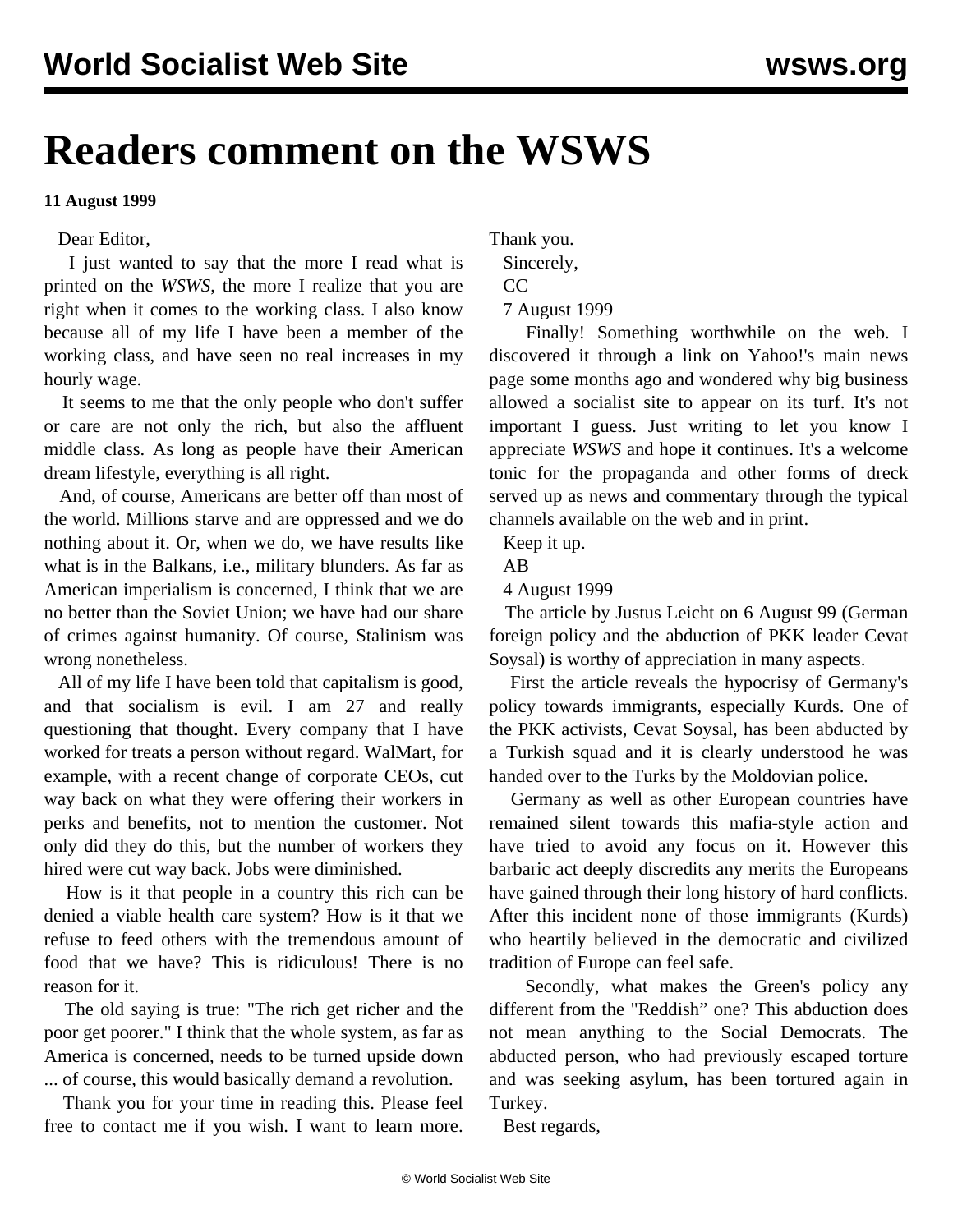# Readers comment on the WSWS

**11 August 1999**

Dear Editor,

I just wanted to say that the more I read what is printed on the *WSWS*, the more I realize that you are right when it comes to the working class. I also know because all of my life I have been a member of the working class, and have seen no real increases in my hourly wage.

It seems to me that the only people who don't suffer or care are not only the rich, but also the affluent middle class. As long as people have their American dream lifestyle, everything is all right.

And, of course, Americans are better off than most of the world. Millions starve and are oppressed and we do nothing about it. Or, when we do, we have results like what is in the Balkans, i.e., military blunders. As far as American imperialism is concerned, I think that we are no better than the Soviet Union; we have had our share of crimes against humanity. Of course, Stalinism was wrong nonetheless.

All of my life I have been told that capitalism is good, and that socialism is evil. I am 27 and really questioning that thought. Every company that I have worked for treats a person without regard. WalMart, for example, with a recent change of corporate CEOs, cut way back on what they were offering their workers in perks and benefits, not to mention the customer. Not only did they do this, but the number of workers they hired were cut way back. Jobs were diminished.

How is it that people in a country this rich can be denied a viable health care system? How is it that we refuse to feed others with the tremendous amount of food that we have? This is ridiculous! There is no reason for it.

The old saying is true: "The rich get richer and the poor get poorer." I think that the whole system, as far as America is concerned, needs to be turned upside down ... of course, this would basically demand a revolution.

Thank you for your time in reading this. Please feel free to contact me if you wish. I want to learn more. Thank you.

Sincerely,

CC

7 August 1999

Finally! Something worthwhile on the web. I discovered it through a link on Yahoo!'s main news page some months ago and wondered why big business allowed a socialist site to appear on its turf. It's not important I guess. Just writing to let you know I appreciate *WSWS* and hope it continues. It's a welcome tonic for the propaganda and other forms of dreck served up as news and commentary through the typical channels available on the web and in print.

Keep it up.

AB

4 August 1999

The article by Justus Leicht on 6 August 99 (German foreign policy and the abduction of PKK leader Cevat Soysal) is worthy of appreciation in many aspects.

First the article reveals the hypocrisy of Germany's policy towards immigrants, especially Kurds. One of the PKK activists, Cevat Soysal, has been abducted by a Turkish squad and it is clearly understood he was handed over to the Turks by the Moldovian police.

Germany as well as other European countries have remained silent towards this mafia-style action and have tried to avoid any focus on it. However this barbaric act deeply discredits any merits the Europeans have gained through their long history of hard conflicts. After this incident none of those immigrants (Kurds) who heartily believed in the democratic and civilized tradition of Europe can feel safe.

Secondly, what makes the Green's policy any different from the "Reddish" one? This abduction does not mean anything to the Social Democrats. The abducted person, who had previously escaped torture and was seeking asylum, has been tortured again in Turkey.

Best regards,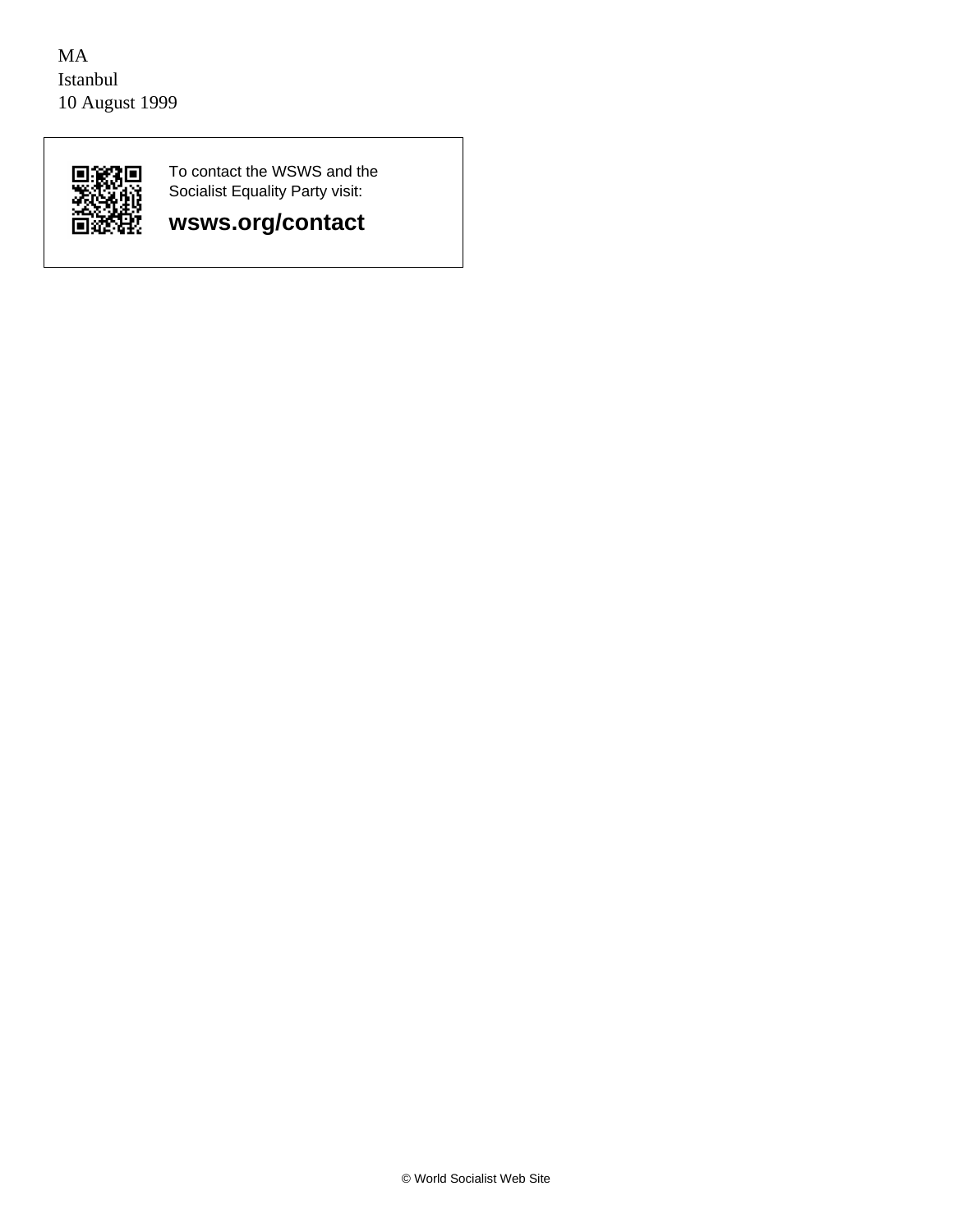MA
Istanbul
10 August 1999

To contact the WSWS and the Socialist Equality Party visit:

**wsws.org/contact**